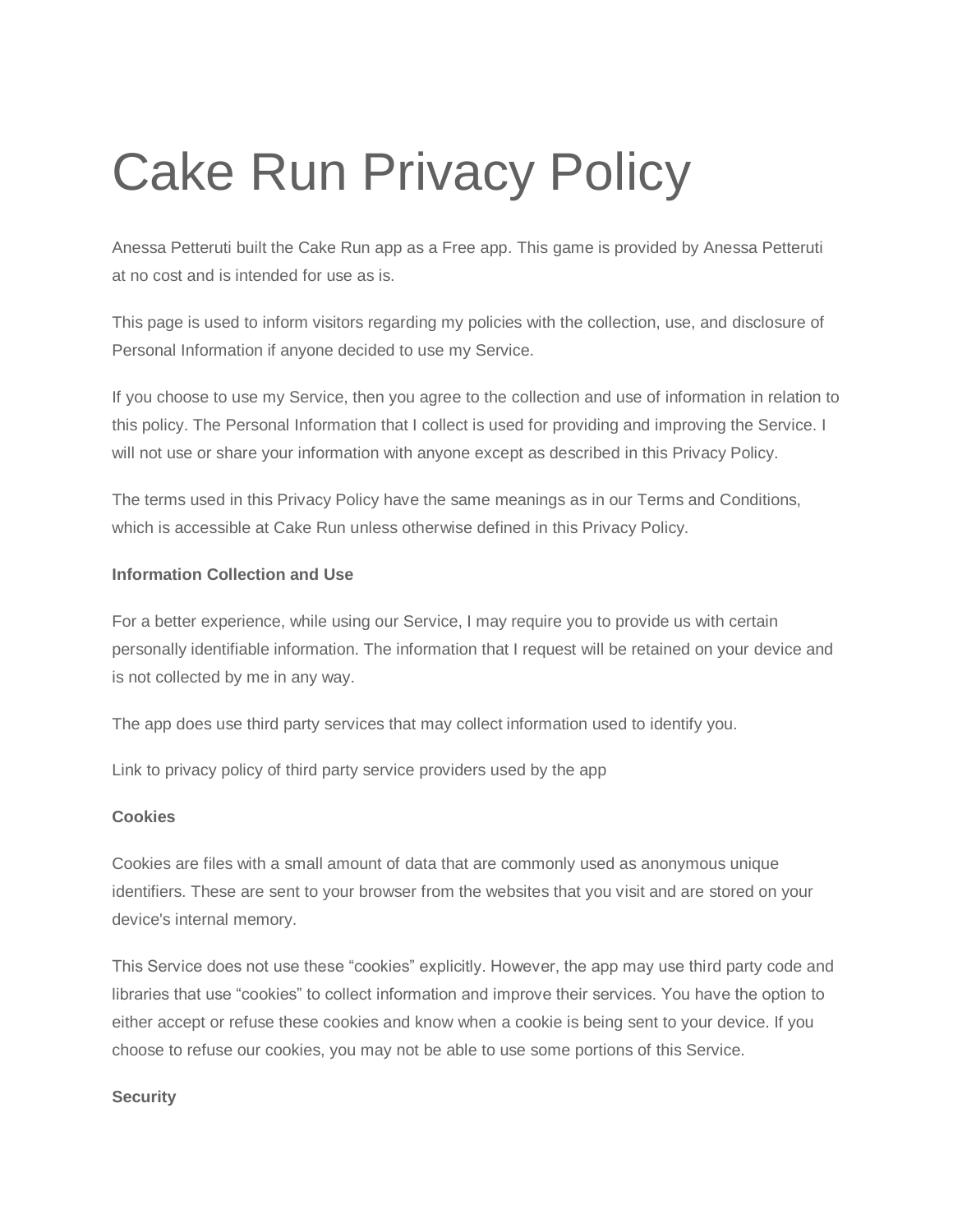# Cake Run Privacy Policy

Anessa Petteruti built the Cake Run app as a Free app. This game is provided by Anessa Petteruti at no cost and is intended for use as is.

This page is used to inform visitors regarding my policies with the collection, use, and disclosure of Personal Information if anyone decided to use my Service.

If you choose to use my Service, then you agree to the collection and use of information in relation to this policy. The Personal Information that I collect is used for providing and improving the Service. I will not use or share your information with anyone except as described in this Privacy Policy.

The terms used in this Privacy Policy have the same meanings as in our Terms and Conditions, which is accessible at Cake Run unless otherwise defined in this Privacy Policy.

**Information Collection and Use**

For a better experience, while using our Service, I may require you to provide us with certain personally identifiable information. The information that I request will be retained on your device and is not collected by me in any way.

The app does use third party services that may collect information used to identify you.

Link to privacy policy of third party service providers used by the app

**Cookies**

Cookies are files with a small amount of data that are commonly used as anonymous unique identifiers. These are sent to your browser from the websites that you visit and are stored on your device's internal memory.

This Service does not use these “cookies” explicitly. However, the app may use third party code and libraries that use “cookies” to collect information and improve their services. You have the option to either accept or refuse these cookies and know when a cookie is being sent to your device. If you choose to refuse our cookies, you may not be able to use some portions of this Service.

**Security**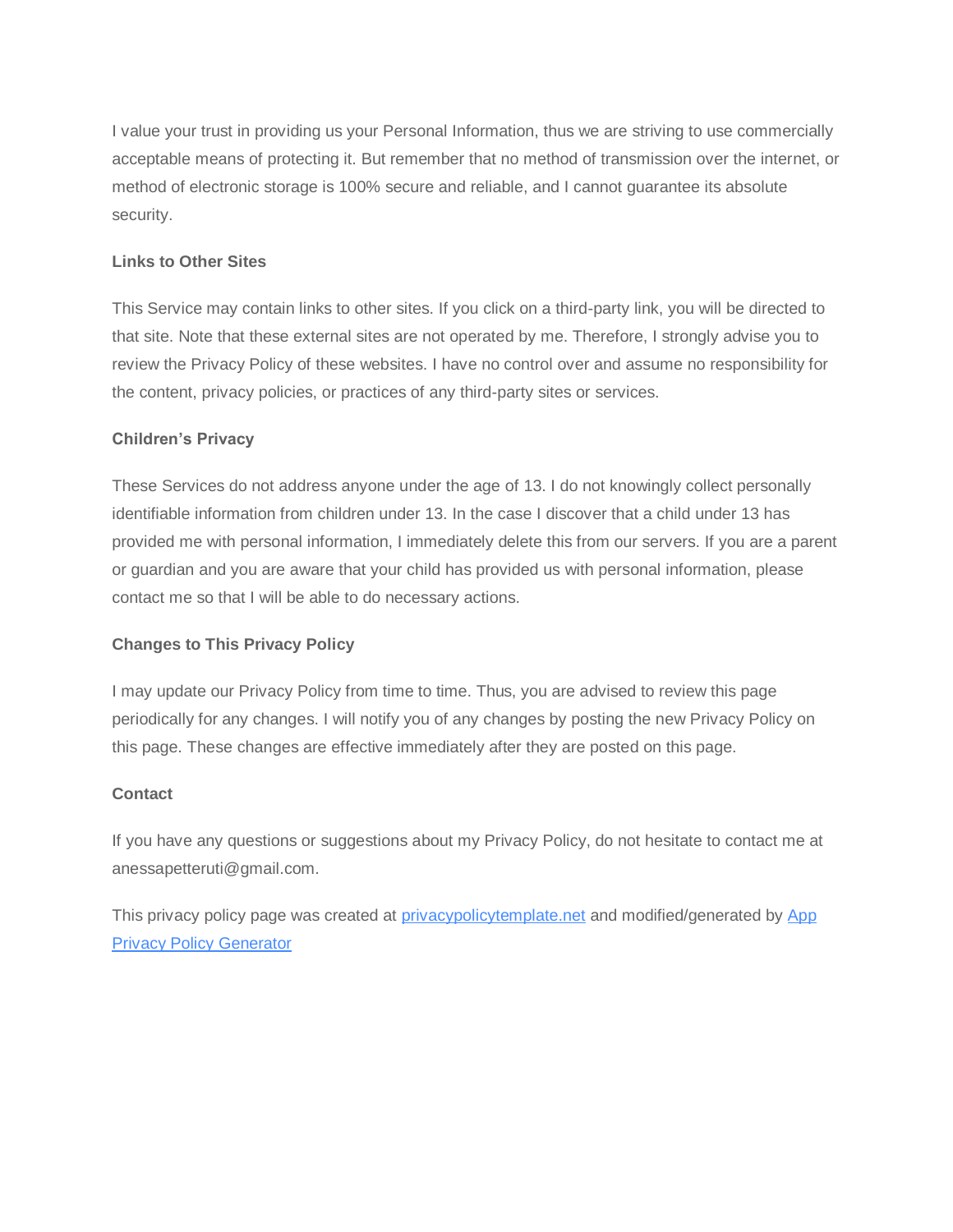I value your trust in providing us your Personal Information, thus we are striving to use commercially acceptable means of protecting it. But remember that no method of transmission over the internet, or method of electronic storage is 100% secure and reliable, and I cannot guarantee its absolute security.

**Links to Other Sites**

This Service may contain links to other sites. If you click on a third-party link, you will be directed to that site. Note that these external sites are not operated by me. Therefore, I strongly advise you to review the Privacy Policy of these websites. I have no control over and assume no responsibility for the content, privacy policies, or practices of any third-party sites or services.

**Children's Privacy**

These Services do not address anyone under the age of 13. I do not knowingly collect personally identifiable information from children under 13. In the case I discover that a child under 13 has provided me with personal information, I immediately delete this from our servers. If you are a parent or guardian and you are aware that your child has provided us with personal information, please contact me so that I will be able to do necessary actions.

**Changes to This Privacy Policy**

I may update our Privacy Policy from time to time. Thus, you are advised to review this page periodically for any changes. I will notify you of any changes by posting the new Privacy Policy on this page. These changes are effective immediately after they are posted on this page.

**Contact**

If you have any questions or suggestions about my Privacy Policy, do not hesitate to contact me at anessapetteruti@gmail.com.

This privacy policy page was created at [privacypolicytemplate.net](privacypolicytemplate.net) and modified/generated by [App Privacy Policy Generator]()